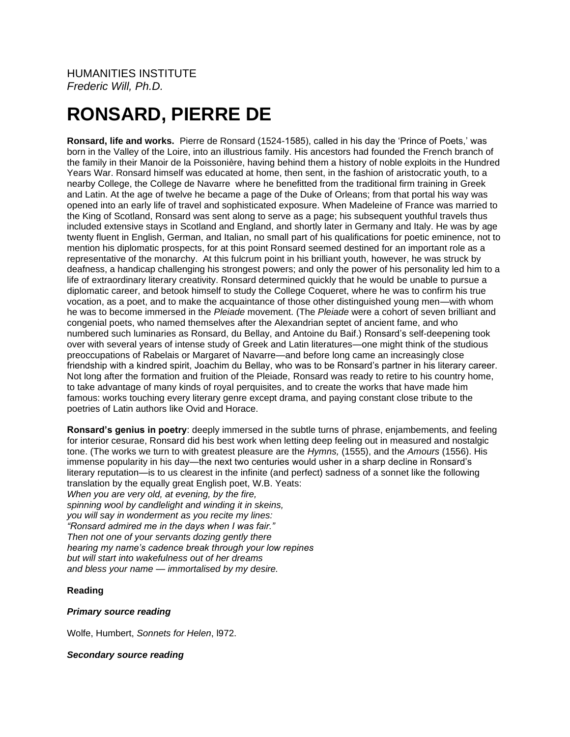HUMANITIES INSTITUTE
*Frederic Will, Ph.D.*

# RONSARD, PIERRE DE

**Ronsard, life and works.** Pierre de Ronsard (1524-1585), called in his day the 'Prince of Poets,' was born in the Valley of the Loire, into an illustrious family. His ancestors had founded the French branch of the family in their Manoir de la Poissonière, having behind them a history of noble exploits in the Hundred Years War. Ronsard himself was educated at home, then sent, in the fashion of aristocratic youth, to a nearby College, the College de Navarre where he benefitted from the traditional firm training in Greek and Latin. At the age of twelve he became a page of the Duke of Orleans; from that portal his way was opened into an early life of travel and sophisticated exposure. When Madeleine of France was married to the King of Scotland, Ronsard was sent along to serve as a page; his subsequent youthful travels thus included extensive stays in Scotland and England, and shortly later in Germany and Italy. He was by age twenty fluent in English, German, and Italian, no small part of his qualifications for poetic eminence, not to mention his diplomatic prospects, for at this point Ronsard seemed destined for an important role as a representative of the monarchy. At this fulcrum point in his brilliant youth, however, he was struck by deafness, a handicap challenging his strongest powers; and only the power of his personality led him to a life of extraordinary literary creativity. Ronsard determined quickly that he would be unable to pursue a diplomatic career, and betook himself to study the College Coqueret, where he was to confirm his true vocation, as a poet, and to make the acquaintance of those other distinguished young men—with whom he was to become immersed in the *Pleiade* movement. (The *Pleiade* were a cohort of seven brilliant and congenial poets, who named themselves after the Alexandrian septet of ancient fame, and who numbered such luminaries as Ronsard, du Bellay, and Antoine du Baif.) Ronsard's self-deepening took over with several years of intense study of Greek and Latin literatures—one might think of the studious preoccupations of Rabelais or Margaret of Navarre—and before long came an increasingly close friendship with a kindred spirit, Joachim du Bellay, who was to be Ronsard's partner in his literary career. Not long after the formation and fruition of the Pleiade, Ronsard was ready to retire to his country home, to take advantage of many kinds of royal perquisites, and to create the works that have made him famous: works touching every literary genre except drama, and paying constant close tribute to the poetries of Latin authors like Ovid and Horace.

**Ronsard's genius in poetry**: deeply immersed in the subtle turns of phrase, enjambements, and feeling for interior cesurae, Ronsard did his best work when letting deep feeling out in measured and nostalgic tone. (The works we turn to with greatest pleasure are the *Hymns,* (1555), and the *Amours* (1556). His immense popularity in his day—the next two centuries would usher in a sharp decline in Ronsard's literary reputation—is to us clearest in the infinite (and perfect) sadness of a sonnet like the following translation by the equally great English poet, W.B. Yeats:
*When you are very old, at evening, by the fire,*
*spinning wool by candlelight and winding it in skeins,*
*you will say in wonderment as you recite my lines:*
*"Ronsard admired me in the days when I was fair."*
*Then not one of your servants dozing gently there*
*hearing my name's cadence break through your low repines*
*but will start into wakefulness out of her dreams*
*and bless your name — immortalised by my desire.*

**Reading**

***Primary source reading***

Wolfe, Humbert, *Sonnets for Helen*, l972.

***Secondary source reading***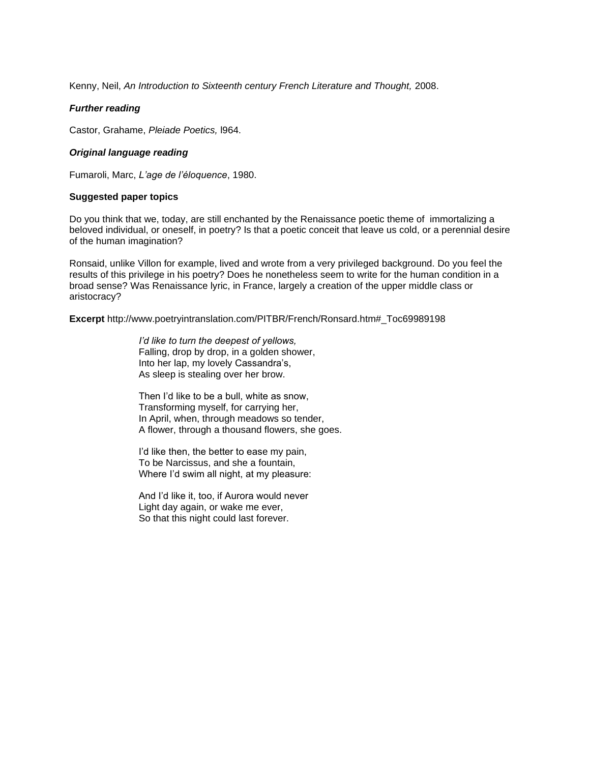Kenny, Neil, *An Introduction to Sixteenth century French Literature and Thought,* 2008.

***Further reading***

Castor, Grahame, *Pleiade Poetics,* l964.

***Original language reading***

Fumaroli, Marc, *L'age de l'éloquence*, 1980.

**Suggested paper topics**

Do you think that we, today, are still enchanted by the Renaissance poetic theme of immortalizing a beloved individual, or oneself, in poetry? Is that a poetic conceit that leave us cold, or a perennial desire of the human imagination?

Ronsaid, unlike Villon for example, lived and wrote from a very privileged background. Do you feel the results of this privilege in his poetry? Does he nonetheless seem to write for the human condition in a broad sense? Was Renaissance lyric, in France, largely a creation of the upper middle class or aristocracy?

**Excerpt** http://www.poetryintranslation.com/PITBR/French/Ronsard.htm#_Toc69989198

> *I'd like to turn the deepest of yellows,*
> Falling, drop by drop, in a golden shower,
> Into her lap, my lovely Cassandra's,
> As sleep is stealing over her brow.
>
> Then I'd like to be a bull, white as snow,
> Transforming myself, for carrying her,
> In April, when, through meadows so tender,
> A flower, through a thousand flowers, she goes.
>
> I'd like then, the better to ease my pain,
> To be Narcissus, and she a fountain,
> Where I'd swim all night, at my pleasure:
>
> And I'd like it, too, if Aurora would never
> Light day again, or wake me ever,
> So that this night could last forever.